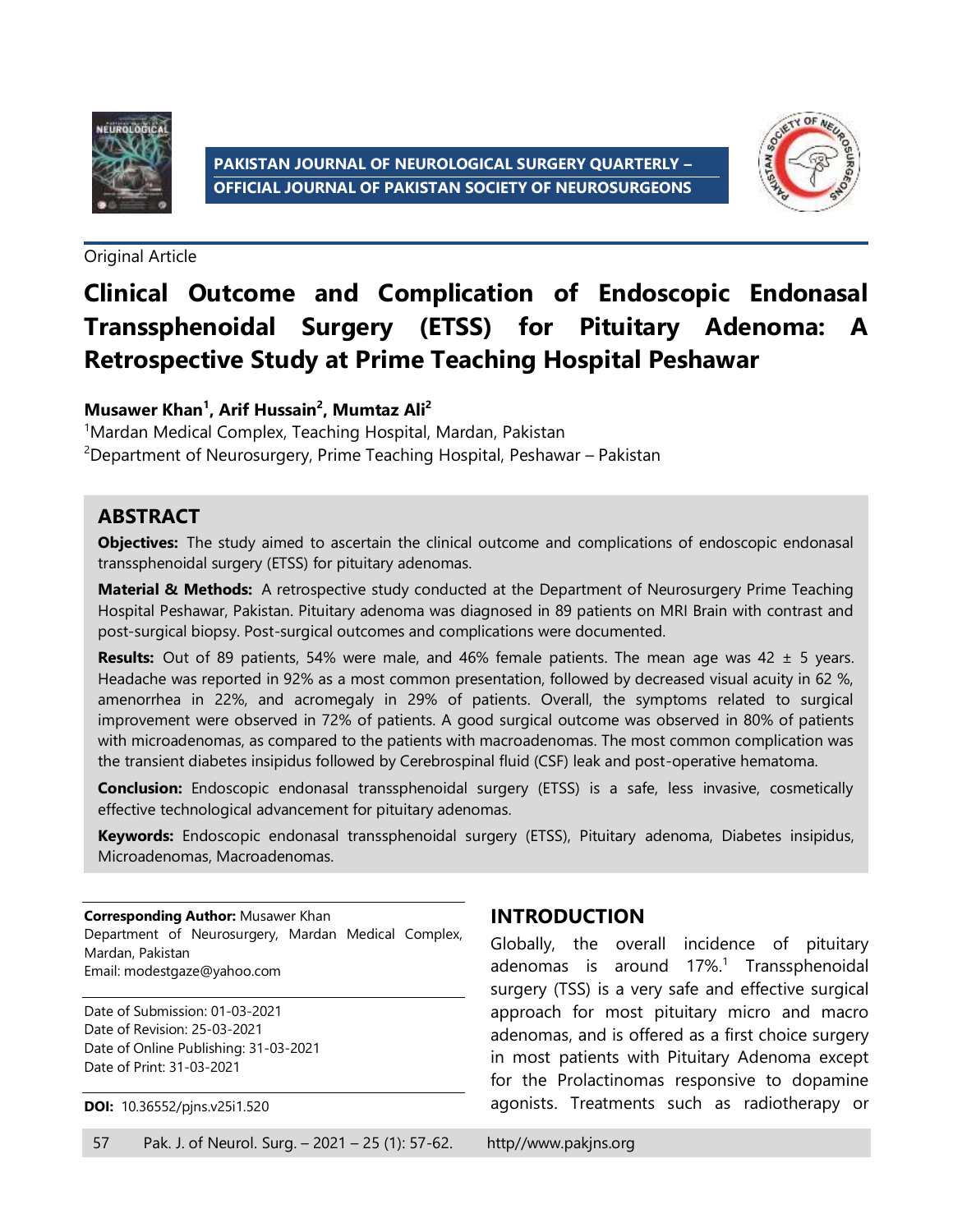PAKISTAN JOURNAL OF NEUROLOGICAL SURGERY QUARTERLY – OFFICIAL JOURNAL OF PAKISTAN SOCIETY OF NEUROSURGEONS

Original Article

# Clinical Outcome and Complication of Endoscopic Endonasal Transsphenoidal Surgery (ETSS) for Pituitary Adenoma: A Retrospective Study at Prime Teaching Hospital Peshawar

**Musawer Khan[1], Arif Hussain[2], Mumtaz Ali[2]**

[1]Mardan Medical Complex, Teaching Hospital, Mardan, Pakistan
[2]Department of Neurosurgery, Prime Teaching Hospital, Peshawar – Pakistan

## ABSTRACT

**Objectives:** The study aimed to ascertain the clinical outcome and complications of endoscopic endonasal transsphenoidal surgery (ETSS) for pituitary adenomas.

**Material & Methods:** A retrospective study conducted at the Department of Neurosurgery Prime Teaching Hospital Peshawar, Pakistan. Pituitary adenoma was diagnosed in 89 patients on MRI Brain with contrast and post-surgical biopsy. Post-surgical outcomes and complications were documented.

**Results:** Out of 89 patients, 54% were male, and 46% female patients. The mean age was 42 ± 5 years. Headache was reported in 92% as a most common presentation, followed by decreased visual acuity in 62 %, amenorrhea in 22%, and acromegaly in 29% of patients. Overall, the symptoms related to surgical improvement were observed in 72% of patients. A good surgical outcome was observed in 80% of patients with microadenomas, as compared to the patients with macroadenomas. The most common complication was the transient diabetes insipidus followed by Cerebrospinal fluid (CSF) leak and post-operative hematoma.

**Conclusion:** Endoscopic endonasal transsphenoidal surgery (ETSS) is a safe, less invasive, cosmetically effective technological advancement for pituitary adenomas.

**Keywords:** Endoscopic endonasal transsphenoidal surgery (ETSS), Pituitary adenoma, Diabetes insipidus, Microadenomas, Macroadenomas.

**Corresponding Author:** Musawer Khan
Department of Neurosurgery, Mardan Medical Complex, Mardan, Pakistan
Email: modestgaze@yahoo.com

Date of Submission: 01-03-2021
Date of Revision: 25-03-2021
Date of Online Publishing: 31-03-2021
Date of Print: 31-03-2021

**DOI:** 10.36552/pjns.v25i1.520

## INTRODUCTION

Globally, the overall incidence of pituitary adenomas is around 17%.[1] Transsphenoidal surgery (TSS) is a very safe and effective surgical approach for most pituitary micro and macro adenomas, and is offered as a first choice surgery in most patients with Pituitary Adenoma except for the Prolactinomas responsive to dopamine agonists. Treatments such as radiotherapy or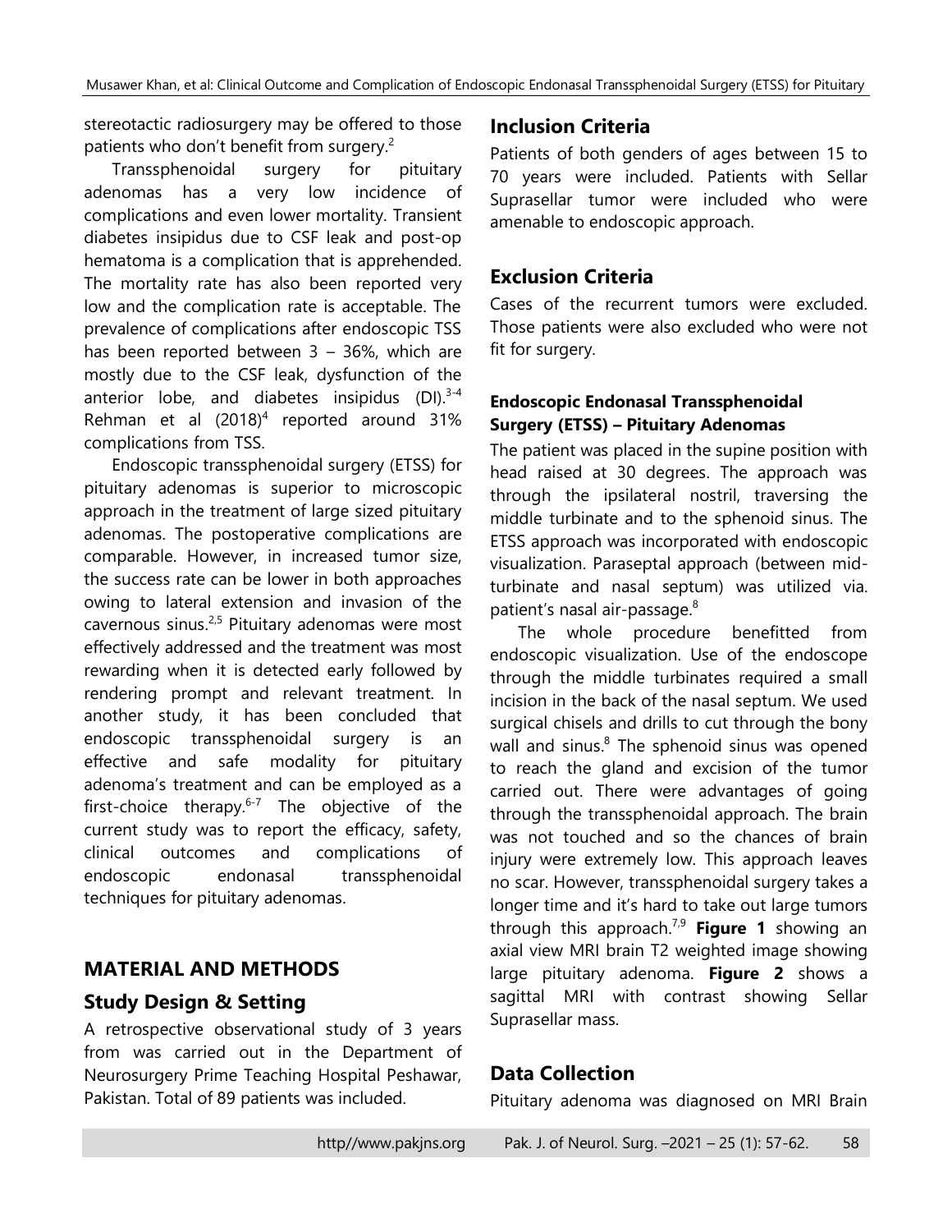stereotactic radiosurgery may be offered to those patients who don't benefit from surgery.[2]

Transsphenoidal surgery for pituitary adenomas has a very low incidence of complications and even lower mortality. Transient diabetes insipidus due to CSF leak and post-op hematoma is a complication that is apprehended. The mortality rate has also been reported very low and the complication rate is acceptable. The prevalence of complications after endoscopic TSS has been reported between 3 – 36%, which are mostly due to the CSF leak, dysfunction of the anterior lobe, and diabetes insipidus (DI).[3-4] Rehman et al (2018)[4] reported around 31% complications from TSS.

Endoscopic transsphenoidal surgery (ETSS) for pituitary adenomas is superior to microscopic approach in the treatment of large sized pituitary adenomas. The postoperative complications are comparable. However, in increased tumor size, the success rate can be lower in both approaches owing to lateral extension and invasion of the cavernous sinus.[2,5] Pituitary adenomas were most effectively addressed and the treatment was most rewarding when it is detected early followed by rendering prompt and relevant treatment. In another study, it has been concluded that endoscopic transsphenoidal surgery is an effective and safe modality for pituitary adenoma's treatment and can be employed as a first-choice therapy.[6-7] The objective of the current study was to report the efficacy, safety, clinical outcomes and complications of endoscopic endonasal transsphenoidal techniques for pituitary adenomas.

## MATERIAL AND METHODS

### Study Design & Setting

A retrospective observational study of 3 years from was carried out in the Department of Neurosurgery Prime Teaching Hospital Peshawar, Pakistan. Total of 89 patients was included.

### Inclusion Criteria

Patients of both genders of ages between 15 to 70 years were included. Patients with Sellar Suprasellar tumor were included who were amenable to endoscopic approach.

### Exclusion Criteria

Cases of the recurrent tumors were excluded. Those patients were also excluded who were not fit for surgery.

#### Endoscopic Endonasal Transsphenoidal Surgery (ETSS) – Pituitary Adenomas

The patient was placed in the supine position with head raised at 30 degrees. The approach was through the ipsilateral nostril, traversing the middle turbinate and to the sphenoid sinus. The ETSS approach was incorporated with endoscopic visualization. Paraseptal approach (between mid-turbinate and nasal septum) was utilized via. patient's nasal air-passage.[8]

The whole procedure benefitted from endoscopic visualization. Use of the endoscope through the middle turbinates required a small incision in the back of the nasal septum. We used surgical chisels and drills to cut through the bony wall and sinus.[8] The sphenoid sinus was opened to reach the gland and excision of the tumor carried out. There were advantages of going through the transsphenoidal approach. The brain was not touched and so the chances of brain injury were extremely low. This approach leaves no scar. However, transsphenoidal surgery takes a longer time and it's hard to take out large tumors through this approach.[7,9] **Figure 1** showing an axial view MRI brain T2 weighted image showing large pituitary adenoma. **Figure 2** shows a sagittal MRI with contrast showing Sellar Suprasellar mass.

### Data Collection

Pituitary adenoma was diagnosed on MRI Brain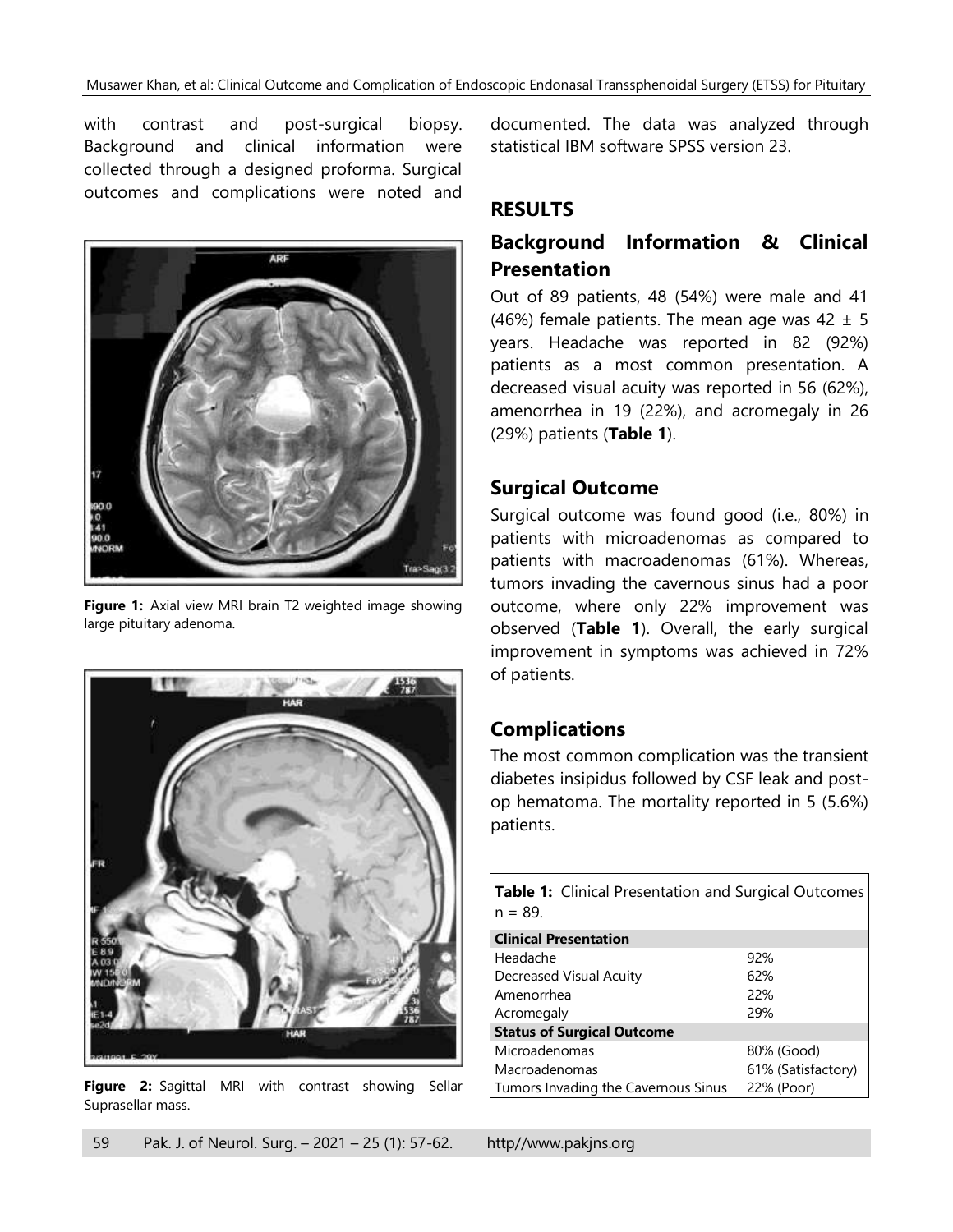with contrast and post-surgical biopsy. Background and clinical information were collected through a designed proforma. Surgical outcomes and complications were noted and documented. The data was analyzed through statistical IBM software SPSS version 23.

**Figure 1:** Axial view MRI brain T2 weighted image showing large pituitary adenoma.

**Figure 2:** Sagittal MRI with contrast showing Sellar Suprasellar mass.

## RESULTS

### Background Information & Clinical Presentation

Out of 89 patients, 48 (54%) were male and 41 (46%) female patients. The mean age was 42 ± 5 years. Headache was reported in 82 (92%) patients as a most common presentation. A decreased visual acuity was reported in 56 (62%), amenorrhea in 19 (22%), and acromegaly in 26 (29%) patients (**Table 1**).

### Surgical Outcome

Surgical outcome was found good (i.e., 80%) in patients with microadenomas as compared to patients with macroadenomas (61%). Whereas, tumors invading the cavernous sinus had a poor outcome, where only 22% improvement was observed (**Table 1**). Overall, the early surgical improvement in symptoms was achieved in 72% of patients.

### Complications

The most common complication was the transient diabetes insipidus followed by CSF leak and post-op hematoma. The mortality reported in 5 (5.6%) patients.

**Table 1:** Clinical Presentation and Surgical Outcomes n = 89.

| **Clinical Presentation** | |
|---|---|
| Headache | 92% |
| Decreased Visual Acuity | 62% |
| Amenorrhea | 22% |
| Acromegaly | 29% |
| **Status of Surgical Outcome** | |
| Microadenomas | 80% (Good) |
| Macroadenomas | 61% (Satisfactory) |
| Tumors Invading the Cavernous Sinus | 22% (Poor) |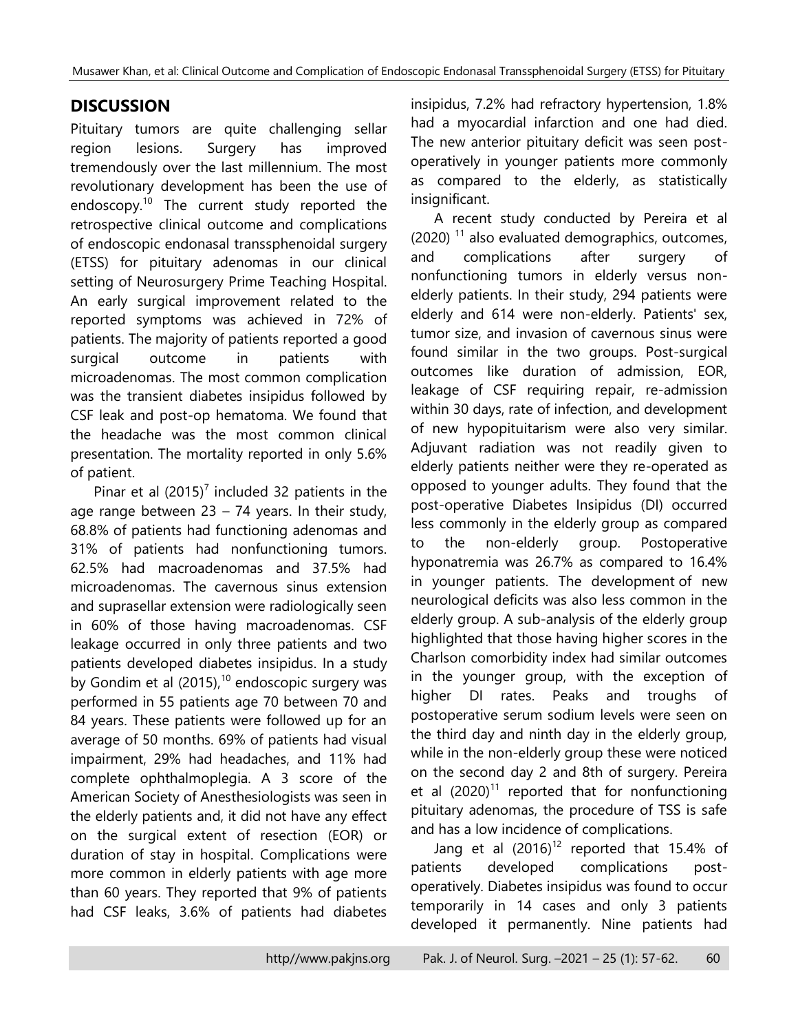## DISCUSSION

Pituitary tumors are quite challenging sellar region lesions. Surgery has improved tremendously over the last millennium. The most revolutionary development has been the use of endoscopy.[10] The current study reported the retrospective clinical outcome and complications of endoscopic endonasal transsphenoidal surgery (ETSS) for pituitary adenomas in our clinical setting of Neurosurgery Prime Teaching Hospital. An early surgical improvement related to the reported symptoms was achieved in 72% of patients. The majority of patients reported a good surgical outcome in patients with microadenomas. The most common complication was the transient diabetes insipidus followed by CSF leak and post-op hematoma. We found that the headache was the most common clinical presentation. The mortality reported in only 5.6% of patient.

Pinar et al (2015)[7] included 32 patients in the age range between 23 – 74 years. In their study, 68.8% of patients had functioning adenomas and 31% of patients had nonfunctioning tumors. 62.5% had macroadenomas and 37.5% had microadenomas. The cavernous sinus extension and suprasellar extension were radiologically seen in 60% of those having macroadenomas. CSF leakage occurred in only three patients and two patients developed diabetes insipidus. In a study by Gondim et al (2015),[10] endoscopic surgery was performed in 55 patients age 70 between 70 and 84 years. These patients were followed up for an average of 50 months. 69% of patients had visual impairment, 29% had headaches, and 11% had complete ophthalmoplegia. A 3 score of the American Society of Anesthesiologists was seen in the elderly patients and, it did not have any effect on the surgical extent of resection (EOR) or duration of stay in hospital. Complications were more common in elderly patients with age more than 60 years. They reported that 9% of patients had CSF leaks, 3.6% of patients had diabetes insipidus, 7.2% had refractory hypertension, 1.8% had a myocardial infarction and one had died. The new anterior pituitary deficit was seen post-operatively in younger patients more commonly as compared to the elderly, as statistically insignificant.

A recent study conducted by Pereira et al (2020) [11] also evaluated demographics, outcomes, and complications after surgery of nonfunctioning tumors in elderly versus non-elderly patients. In their study, 294 patients were elderly and 614 were non-elderly. Patients' sex, tumor size, and invasion of cavernous sinus were found similar in the two groups. Post-surgical outcomes like duration of admission, EOR, leakage of CSF requiring repair, re-admission within 30 days, rate of infection, and development of new hypopituitarism were also very similar. Adjuvant radiation was not readily given to elderly patients neither were they re-operated as opposed to younger adults. They found that the post-operative Diabetes Insipidus (DI) occurred less commonly in the elderly group as compared to the non-elderly group. Postoperative hyponatremia was 26.7% as compared to 16.4% in younger patients. The development of new neurological deficits was also less common in the elderly group. A sub-analysis of the elderly group highlighted that those having higher scores in the Charlson comorbidity index had similar outcomes in the younger group, with the exception of higher DI rates. Peaks and troughs of postoperative serum sodium levels were seen on the third day and ninth day in the elderly group, while in the non-elderly group these were noticed on the second day 2 and 8th of surgery. Pereira et al (2020)[11] reported that for nonfunctioning pituitary adenomas, the procedure of TSS is safe and has a low incidence of complications.

Jang et al (2016)[12] reported that 15.4% of patients developed complications post-operatively. Diabetes insipidus was found to occur temporarily in 14 cases and only 3 patients developed it permanently. Nine patients had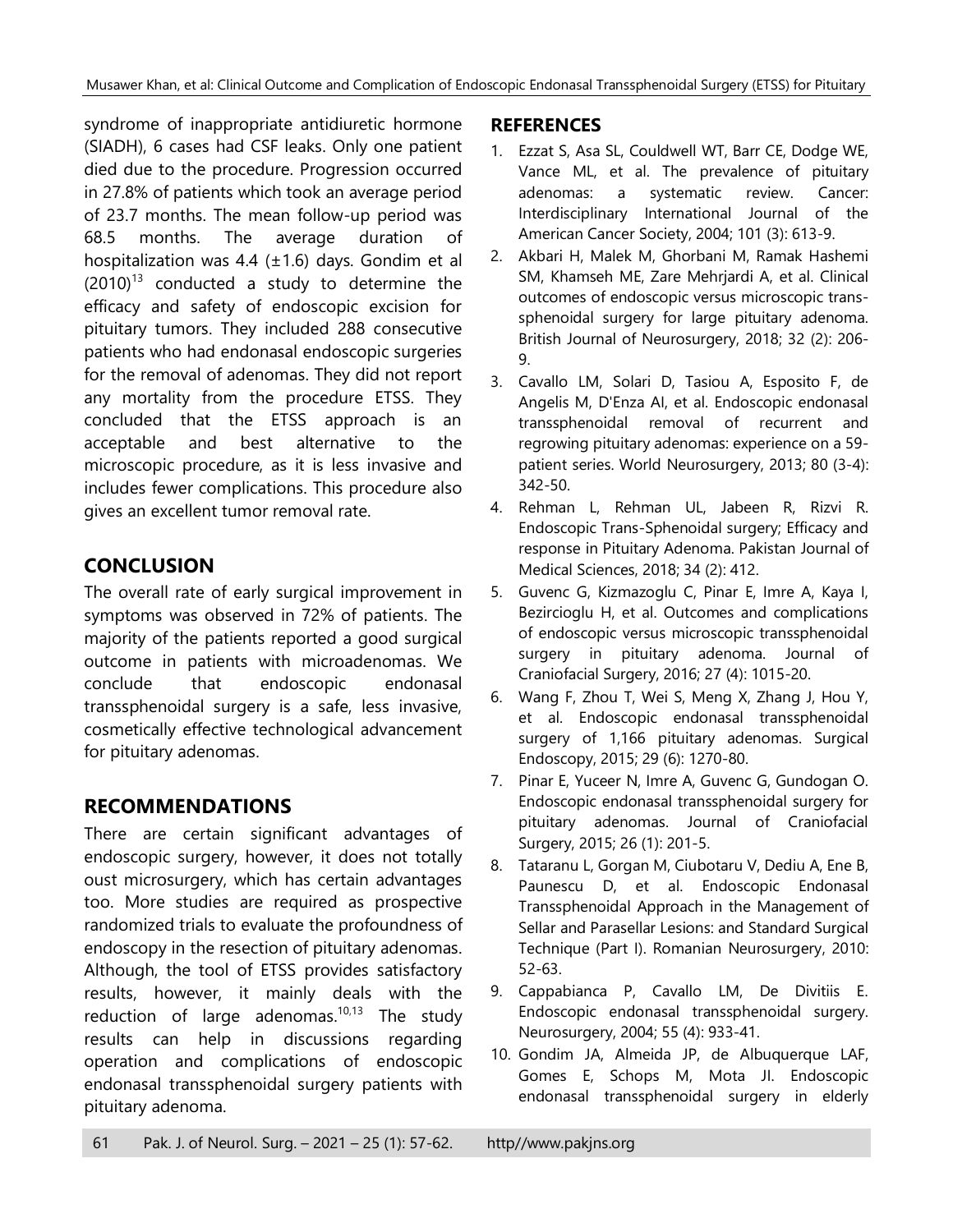syndrome of inappropriate antidiuretic hormone (SIADH), 6 cases had CSF leaks. Only one patient died due to the procedure. Progression occurred in 27.8% of patients which took an average period of 23.7 months. The mean follow-up period was 68.5 months. The average duration of hospitalization was 4.4 (±1.6) days. Gondim et al (2010)[13] conducted a study to determine the efficacy and safety of endoscopic excision for pituitary tumors. They included 288 consecutive patients who had endonasal endoscopic surgeries for the removal of adenomas. They did not report any mortality from the procedure ETSS. They concluded that the ETSS approach is an acceptable and best alternative to the microscopic procedure, as it is less invasive and includes fewer complications. This procedure also gives an excellent tumor removal rate.

## CONCLUSION

The overall rate of early surgical improvement in symptoms was observed in 72% of patients. The majority of the patients reported a good surgical outcome in patients with microadenomas. We conclude that endoscopic endonasal transsphenoidal surgery is a safe, less invasive, cosmetically effective technological advancement for pituitary adenomas.

## RECOMMENDATIONS

There are certain significant advantages of endoscopic surgery, however, it does not totally oust microsurgery, which has certain advantages too. More studies are required as prospective randomized trials to evaluate the profoundness of endoscopy in the resection of pituitary adenomas. Although, the tool of ETSS provides satisfactory results, however, it mainly deals with the reduction of large adenomas.[10,13] The study results can help in discussions regarding operation and complications of endoscopic endonasal transsphenoidal surgery patients with pituitary adenoma.

## REFERENCES

1. Ezzat S, Asa SL, Couldwell WT, Barr CE, Dodge WE, Vance ML, et al. The prevalence of pituitary adenomas: a systematic review. Cancer: Interdisciplinary International Journal of the American Cancer Society, 2004; 101 (3): 613-9.
2. Akbari H, Malek M, Ghorbani M, Ramak Hashemi SM, Khamseh ME, Zare Mehrjardi A, et al. Clinical outcomes of endoscopic versus microscopic trans-sphenoidal surgery for large pituitary adenoma. British Journal of Neurosurgery, 2018; 32 (2): 206-9.
3. Cavallo LM, Solari D, Tasiou A, Esposito F, de Angelis M, D'Enza AI, et al. Endoscopic endonasal transsphenoidal removal of recurrent and regrowing pituitary adenomas: experience on a 59-patient series. World Neurosurgery, 2013; 80 (3-4): 342-50.
4. Rehman L, Rehman UL, Jabeen R, Rizvi R. Endoscopic Trans-Sphenoidal surgery; Efficacy and response in Pituitary Adenoma. Pakistan Journal of Medical Sciences, 2018; 34 (2): 412.
5. Guvenc G, Kizmazoglu C, Pinar E, Imre A, Kaya I, Bezircioglu H, et al. Outcomes and complications of endoscopic versus microscopic transsphenoidal surgery in pituitary adenoma. Journal of Craniofacial Surgery, 2016; 27 (4): 1015-20.
6. Wang F, Zhou T, Wei S, Meng X, Zhang J, Hou Y, et al. Endoscopic endonasal transsphenoidal surgery of 1,166 pituitary adenomas. Surgical Endoscopy, 2015; 29 (6): 1270-80.
7. Pinar E, Yuceer N, Imre A, Guvenc G, Gundogan O. Endoscopic endonasal transsphenoidal surgery for pituitary adenomas. Journal of Craniofacial Surgery, 2015; 26 (1): 201-5.
8. Tataranu L, Gorgan M, Ciubotaru V, Dediu A, Ene B, Paunescu D, et al. Endoscopic Endonasal Transsphenoidal Approach in the Management of Sellar and Parasellar Lesions: and Standard Surgical Technique (Part I). Romanian Neurosurgery, 2010: 52-63.
9. Cappabianca P, Cavallo LM, De Divitiis E. Endoscopic endonasal transsphenoidal surgery. Neurosurgery, 2004; 55 (4): 933-41.
10. Gondim JA, Almeida JP, de Albuquerque LAF, Gomes E, Schops M, Mota JI. Endoscopic endonasal transsphenoidal surgery in elderly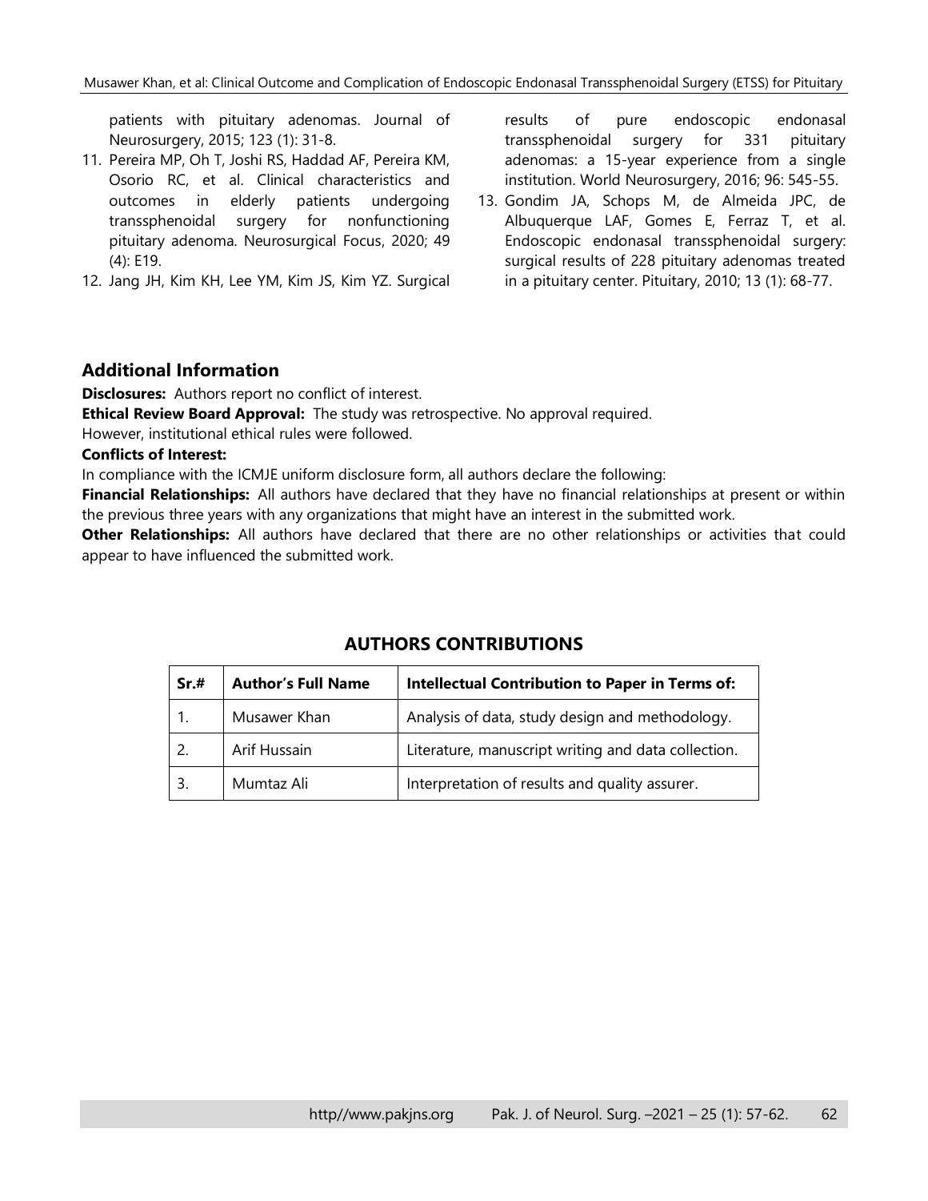patients with pituitary adenomas. Journal of Neurosurgery, 2015; 123 (1): 31-8.

11. Pereira MP, Oh T, Joshi RS, Haddad AF, Pereira KM, Osorio RC, et al. Clinical characteristics and outcomes in elderly patients undergoing transsphenoidal surgery for nonfunctioning pituitary adenoma. Neurosurgical Focus, 2020; 49 (4): E19.
12. Jang JH, Kim KH, Lee YM, Kim JS, Kim YZ. Surgical results of pure endoscopic endonasal transsphenoidal surgery for 331 pituitary adenomas: a 15-year experience from a single institution. World Neurosurgery, 2016; 96: 545-55.
13. Gondim JA, Schops M, de Almeida JPC, de Albuquerque LAF, Gomes E, Ferraz T, et al. Endoscopic endonasal transsphenoidal surgery: surgical results of 228 pituitary adenomas treated in a pituitary center. Pituitary, 2010; 13 (1): 68-77.

## Additional Information

**Disclosures:** Authors report no conflict of interest.

**Ethical Review Board Approval:** The study was retrospective. No approval required. However, institutional ethical rules were followed.

**Conflicts of Interest:**

In compliance with the ICMJE uniform disclosure form, all authors declare the following:

**Financial Relationships:** All authors have declared that they have no financial relationships at present or within the previous three years with any organizations that might have an interest in the submitted work.

**Other Relationships:** All authors have declared that there are no other relationships or activities that could appear to have influenced the submitted work.

## AUTHORS CONTRIBUTIONS

| Sr.# | Author's Full Name | Intellectual Contribution to Paper in Terms of: |
|---|---|---|
| 1. | Musawer Khan | Analysis of data, study design and methodology. |
| 2. | Arif Hussain | Literature, manuscript writing and data collection. |
| 3. | Mumtaz Ali | Interpretation of results and quality assurer. |